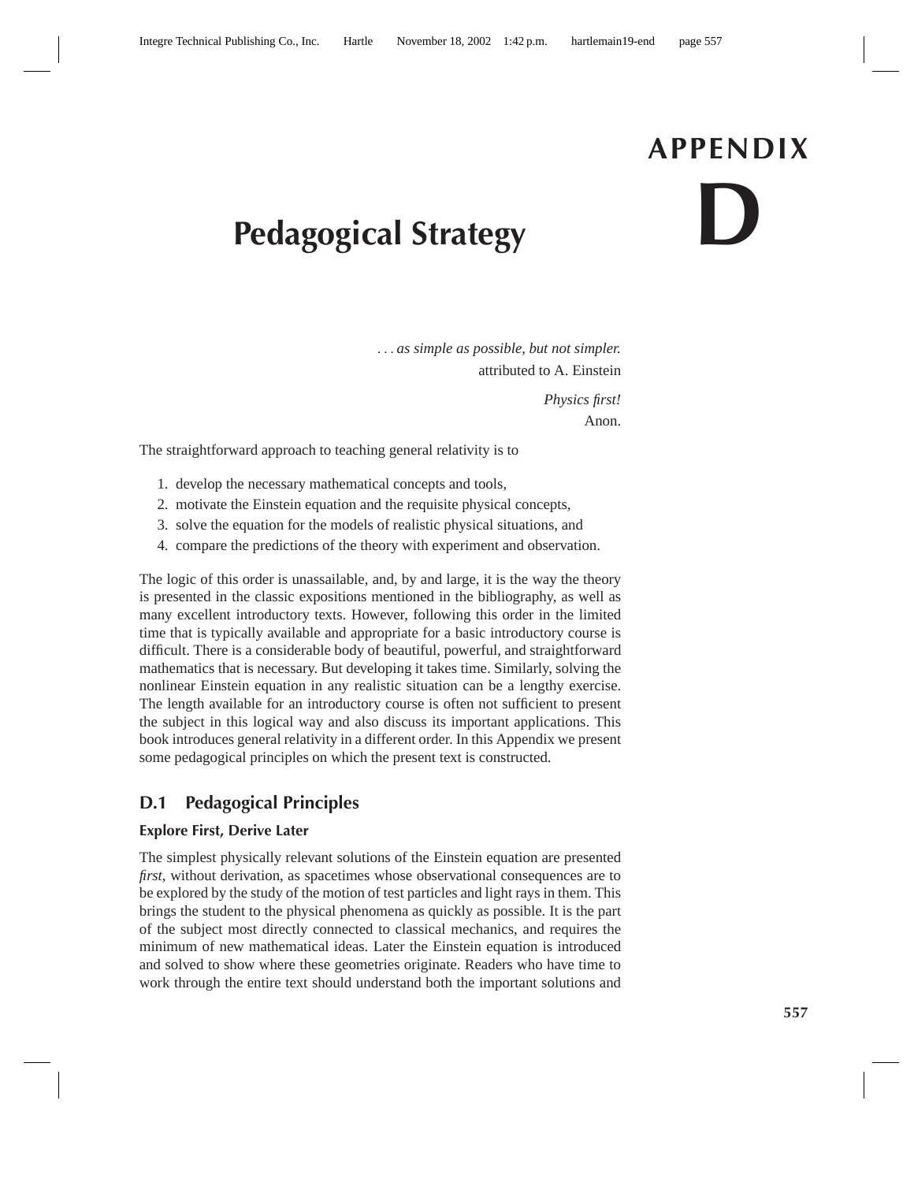# APPENDIX D

# Pedagogical Strategy

*. . . as simple as possible, but not simpler.*
attributed to A. Einstein

*Physics first!*
Anon.

The straightforward approach to teaching general relativity is to

1. develop the necessary mathematical concepts and tools,
2. motivate the Einstein equation and the requisite physical concepts,
3. solve the equation for the models of realistic physical situations, and
4. compare the predictions of the theory with experiment and observation.

The logic of this order is unassailable, and, by and large, it is the way the theory is presented in the classic expositions mentioned in the bibliography, as well as many excellent introductory texts. However, following this order in the limited time that is typically available and appropriate for a basic introductory course is difficult. There is a considerable body of beautiful, powerful, and straightforward mathematics that is necessary. But developing it takes time. Similarly, solving the nonlinear Einstein equation in any realistic situation can be a lengthy exercise. The length available for an introductory course is often not sufficient to present the subject in this logical way and also discuss its important applications. This book introduces general relativity in a different order. In this Appendix we present some pedagogical principles on which the present text is constructed.

## D.1 Pedagogical Principles

### Explore First, Derive Later

The simplest physically relevant solutions of the Einstein equation are presented *first*, without derivation, as spacetimes whose observational consequences are to be explored by the study of the motion of test particles and light rays in them. This brings the student to the physical phenomena as quickly as possible. It is the part of the subject most directly connected to classical mechanics, and requires the minimum of new mathematical ideas. Later the Einstein equation is introduced and solved to show where these geometries originate. Readers who have time to work through the entire text should understand both the important solutions and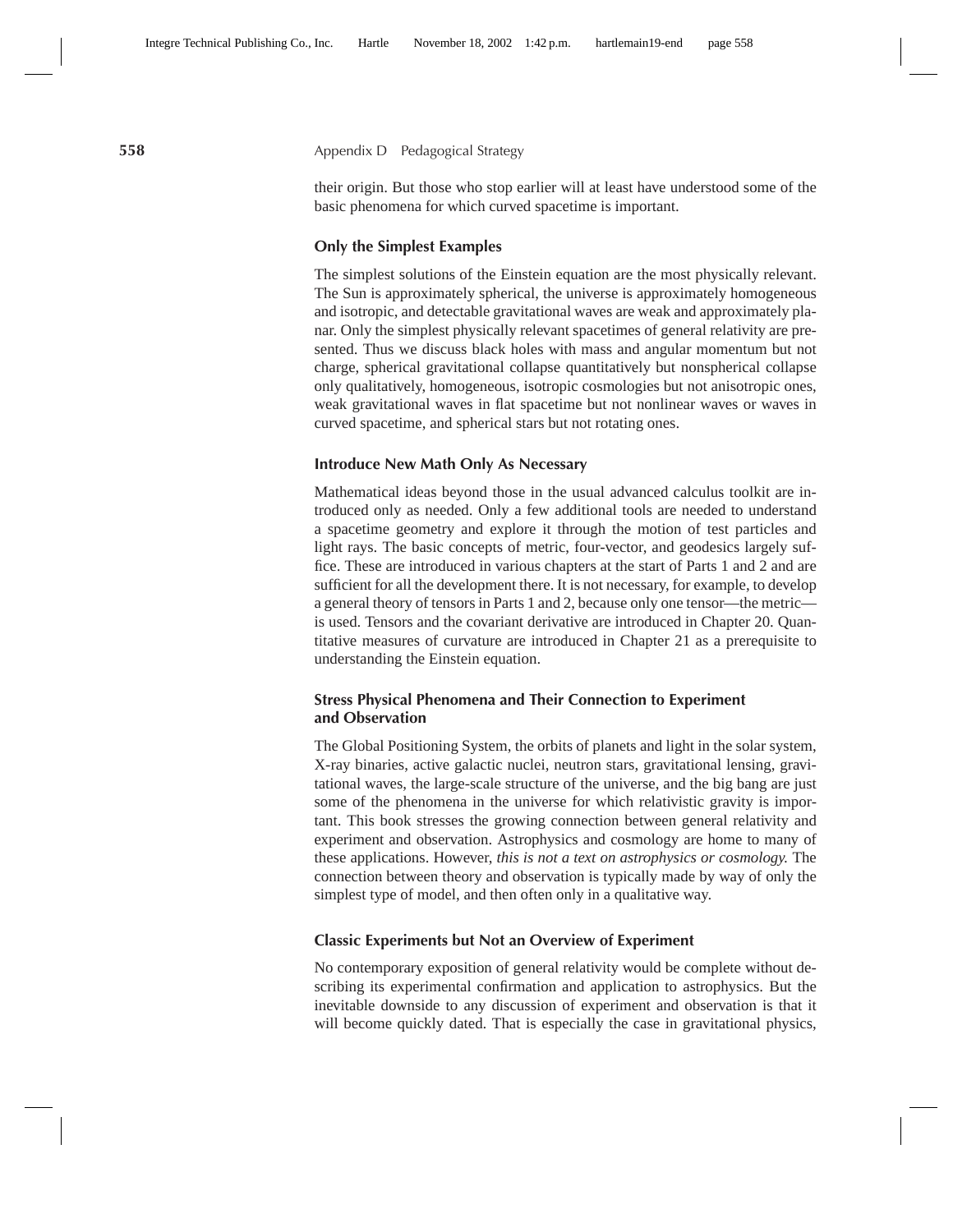their origin. But those who stop earlier will at least have understood some of the basic phenomena for which curved spacetime is important.

### Only the Simplest Examples

The simplest solutions of the Einstein equation are the most physically relevant. The Sun is approximately spherical, the universe is approximately homogeneous and isotropic, and detectable gravitational waves are weak and approximately planar. Only the simplest physically relevant spacetimes of general relativity are presented. Thus we discuss black holes with mass and angular momentum but not charge, spherical gravitational collapse quantitatively but nonspherical collapse only qualitatively, homogeneous, isotropic cosmologies but not anisotropic ones, weak gravitational waves in flat spacetime but not nonlinear waves or waves in curved spacetime, and spherical stars but not rotating ones.

### Introduce New Math Only As Necessary

Mathematical ideas beyond those in the usual advanced calculus toolkit are introduced only as needed. Only a few additional tools are needed to understand a spacetime geometry and explore it through the motion of test particles and light rays. The basic concepts of metric, four-vector, and geodesics largely suffice. These are introduced in various chapters at the start of Parts 1 and 2 and are sufficient for all the development there. It is not necessary, for example, to develop a general theory of tensors in Parts 1 and 2, because only one tensor—the metric—is used. Tensors and the covariant derivative are introduced in Chapter 20. Quantitative measures of curvature are introduced in Chapter 21 as a prerequisite to understanding the Einstein equation.

### Stress Physical Phenomena and Their Connection to Experiment and Observation

The Global Positioning System, the orbits of planets and light in the solar system, X-ray binaries, active galactic nuclei, neutron stars, gravitational lensing, gravitational waves, the large-scale structure of the universe, and the big bang are just some of the phenomena in the universe for which relativistic gravity is important. This book stresses the growing connection between general relativity and experiment and observation. Astrophysics and cosmology are home to many of these applications. However, *this is not a text on astrophysics or cosmology.* The connection between theory and observation is typically made by way of only the simplest type of model, and then often only in a qualitative way.

### Classic Experiments but Not an Overview of Experiment

No contemporary exposition of general relativity would be complete without describing its experimental confirmation and application to astrophysics. But the inevitable downside to any discussion of experiment and observation is that it will become quickly dated. That is especially the case in gravitational physics,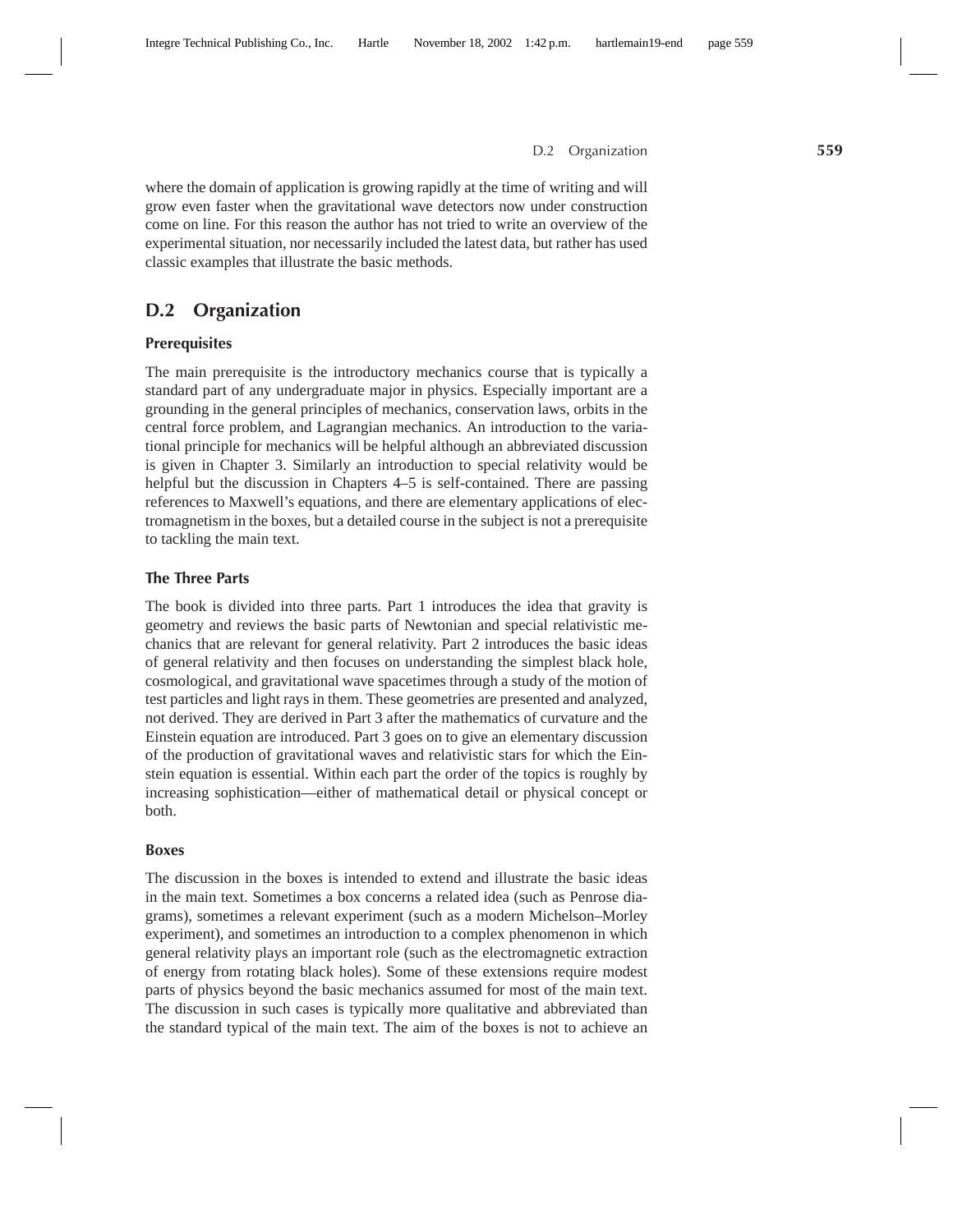where the domain of application is growing rapidly at the time of writing and will grow even faster when the gravitational wave detectors now under construction come on line. For this reason the author has not tried to write an overview of the experimental situation, nor necessarily included the latest data, but rather has used classic examples that illustrate the basic methods.

## D.2 Organization

### Prerequisites

The main prerequisite is the introductory mechanics course that is typically a standard part of any undergraduate major in physics. Especially important are a grounding in the general principles of mechanics, conservation laws, orbits in the central force problem, and Lagrangian mechanics. An introduction to the variational principle for mechanics will be helpful although an abbreviated discussion is given in Chapter 3. Similarly an introduction to special relativity would be helpful but the discussion in Chapters 4–5 is self-contained. There are passing references to Maxwell's equations, and there are elementary applications of electromagnetism in the boxes, but a detailed course in the subject is not a prerequisite to tackling the main text.

### The Three Parts

The book is divided into three parts. Part 1 introduces the idea that gravity is geometry and reviews the basic parts of Newtonian and special relativistic mechanics that are relevant for general relativity. Part 2 introduces the basic ideas of general relativity and then focuses on understanding the simplest black hole, cosmological, and gravitational wave spacetimes through a study of the motion of test particles and light rays in them. These geometries are presented and analyzed, not derived. They are derived in Part 3 after the mathematics of curvature and the Einstein equation are introduced. Part 3 goes on to give an elementary discussion of the production of gravitational waves and relativistic stars for which the Einstein equation is essential. Within each part the order of the topics is roughly by increasing sophistication—either of mathematical detail or physical concept or both.

### Boxes

The discussion in the boxes is intended to extend and illustrate the basic ideas in the main text. Sometimes a box concerns a related idea (such as Penrose diagrams), sometimes a relevant experiment (such as a modern Michelson–Morley experiment), and sometimes an introduction to a complex phenomenon in which general relativity plays an important role (such as the electromagnetic extraction of energy from rotating black holes). Some of these extensions require modest parts of physics beyond the basic mechanics assumed for most of the main text. The discussion in such cases is typically more qualitative and abbreviated than the standard typical of the main text. The aim of the boxes is not to achieve an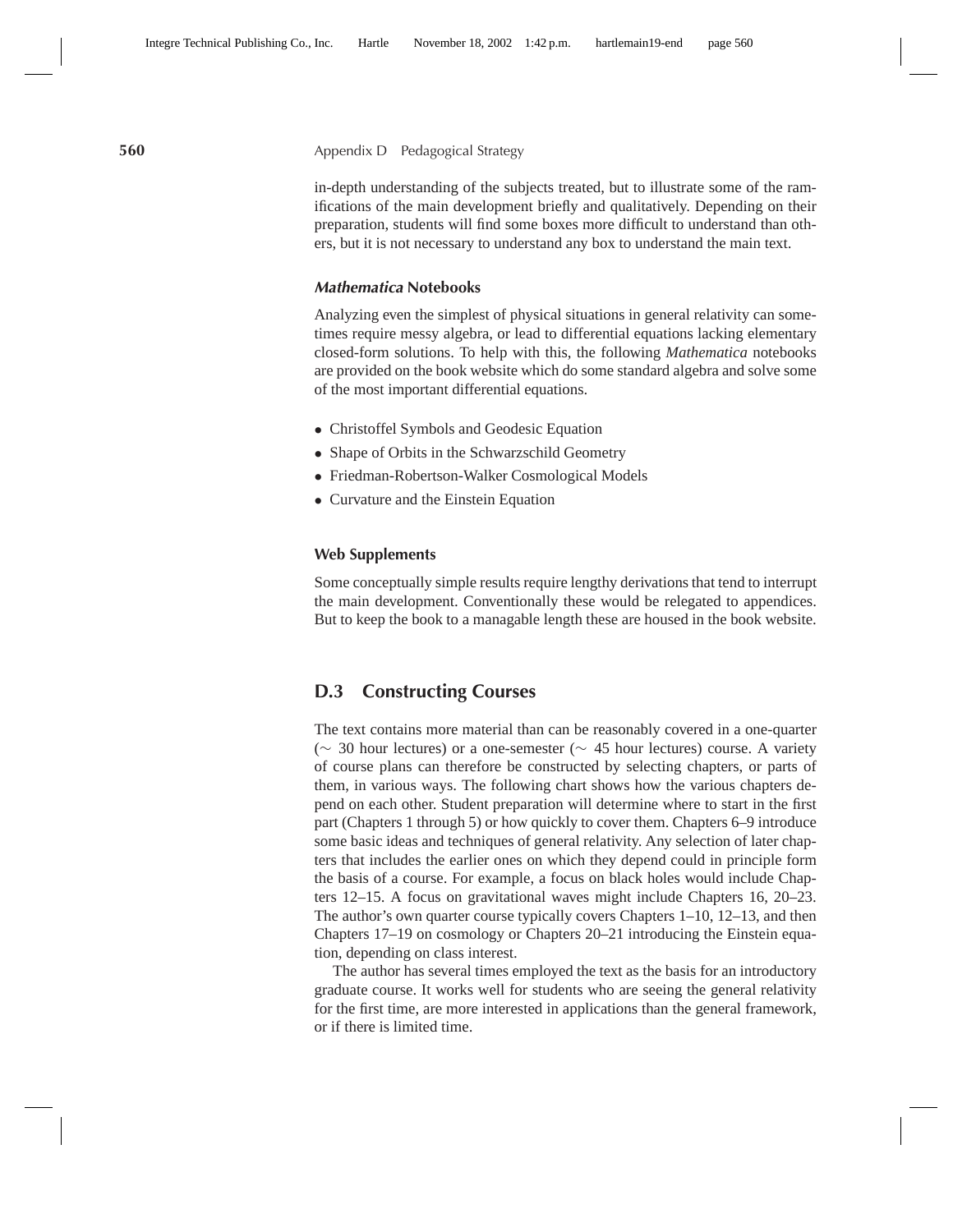in-depth understanding of the subjects treated, but to illustrate some of the ramifications of the main development briefly and qualitatively. Depending on their preparation, students will find some boxes more difficult to understand than others, but it is not necessary to understand any box to understand the main text.

### *Mathematica* Notebooks

Analyzing even the simplest of physical situations in general relativity can sometimes require messy algebra, or lead to differential equations lacking elementary closed-form solutions. To help with this, the following *Mathematica* notebooks are provided on the book website which do some standard algebra and solve some of the most important differential equations.

- Christoffel Symbols and Geodesic Equation
- Shape of Orbits in the Schwarzschild Geometry
- Friedman-Robertson-Walker Cosmological Models
- Curvature and the Einstein Equation

### Web Supplements

Some conceptually simple results require lengthy derivations that tend to interrupt the main development. Conventionally these would be relegated to appendices. But to keep the book to a managable length these are housed in the book website.

## D.3 Constructing Courses

The text contains more material than can be reasonably covered in a one-quarter ($\sim$ 30 hour lectures) or a one-semester ($\sim$ 45 hour lectures) course. A variety of course plans can therefore be constructed by selecting chapters, or parts of them, in various ways. The following chart shows how the various chapters depend on each other. Student preparation will determine where to start in the first part (Chapters 1 through 5) or how quickly to cover them. Chapters 6–9 introduce some basic ideas and techniques of general relativity. Any selection of later chapters that includes the earlier ones on which they depend could in principle form the basis of a course. For example, a focus on black holes would include Chapters 12–15. A focus on gravitational waves might include Chapters 16, 20–23. The author's own quarter course typically covers Chapters 1–10, 12–13, and then Chapters 17–19 on cosmology or Chapters 20–21 introducing the Einstein equation, depending on class interest.

The author has several times employed the text as the basis for an introductory graduate course. It works well for students who are seeing the general relativity for the first time, are more interested in applications than the general framework, or if there is limited time.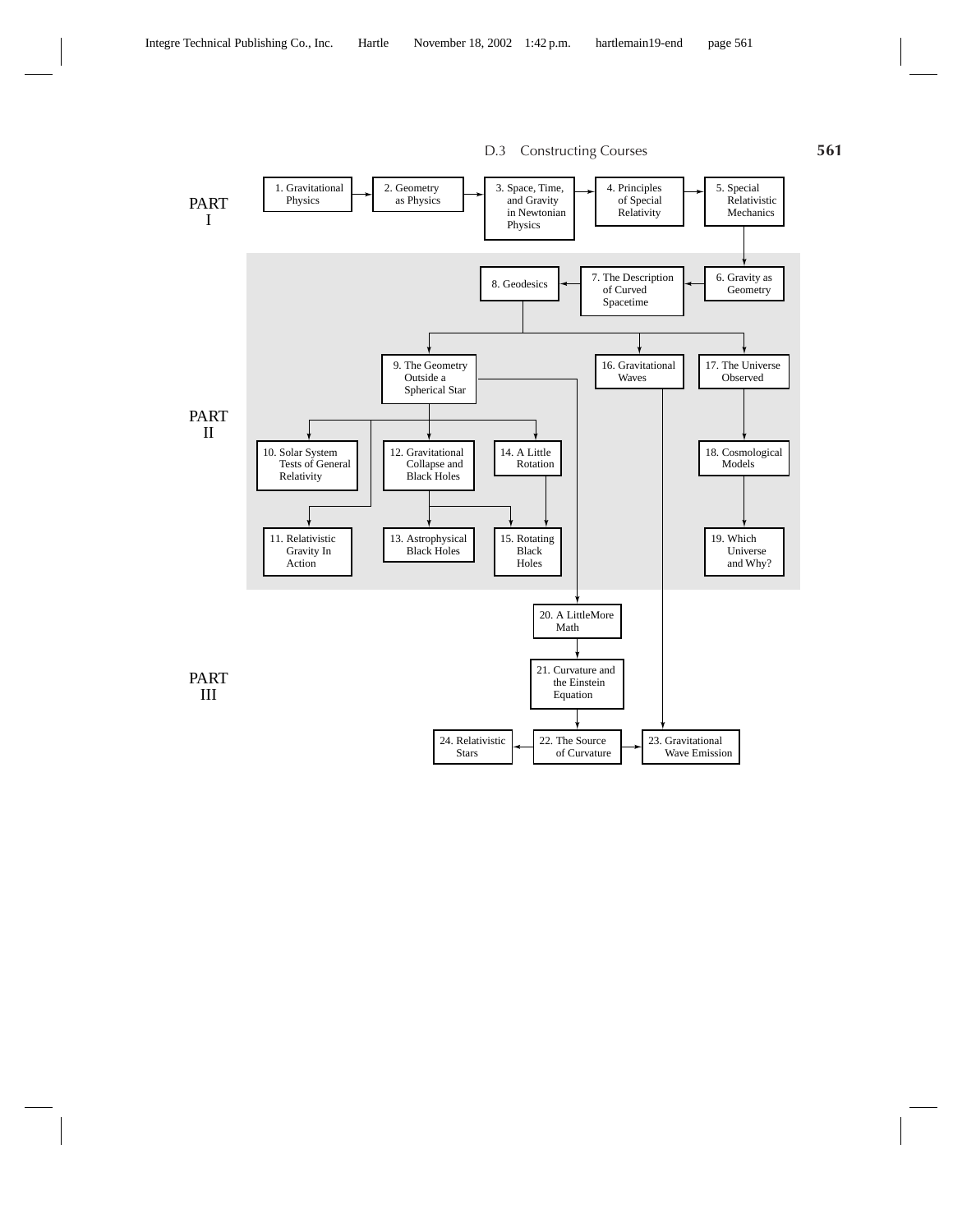PART I

1. Gravitational Physics

2. Geometry as Physics

3. Space, Time, and Gravity in Newtonian Physics

4. Principles of Special Relativity

5. Special Relativistic Mechanics

PART II

6. Gravity as Geometry

7. The Description of Curved Spacetime

8. Geodesics

9. The Geometry Outside a Spherical Star

16. Gravitational Waves

17. The Universe Observed

10. Solar System Tests of General Relativity

12. Gravitational Collapse and Black Holes

14. A Little Rotation

18. Cosmological Models

11. Relativistic Gravity In Action

13. Astrophysical Black Holes

15. Rotating Black Holes

19. Which Universe and Why?

PART III

20. A LittleMore Math

21. Curvature and the Einstein Equation

24. Relativistic Stars

22. The Source of Curvature

23. Gravitational Wave Emission